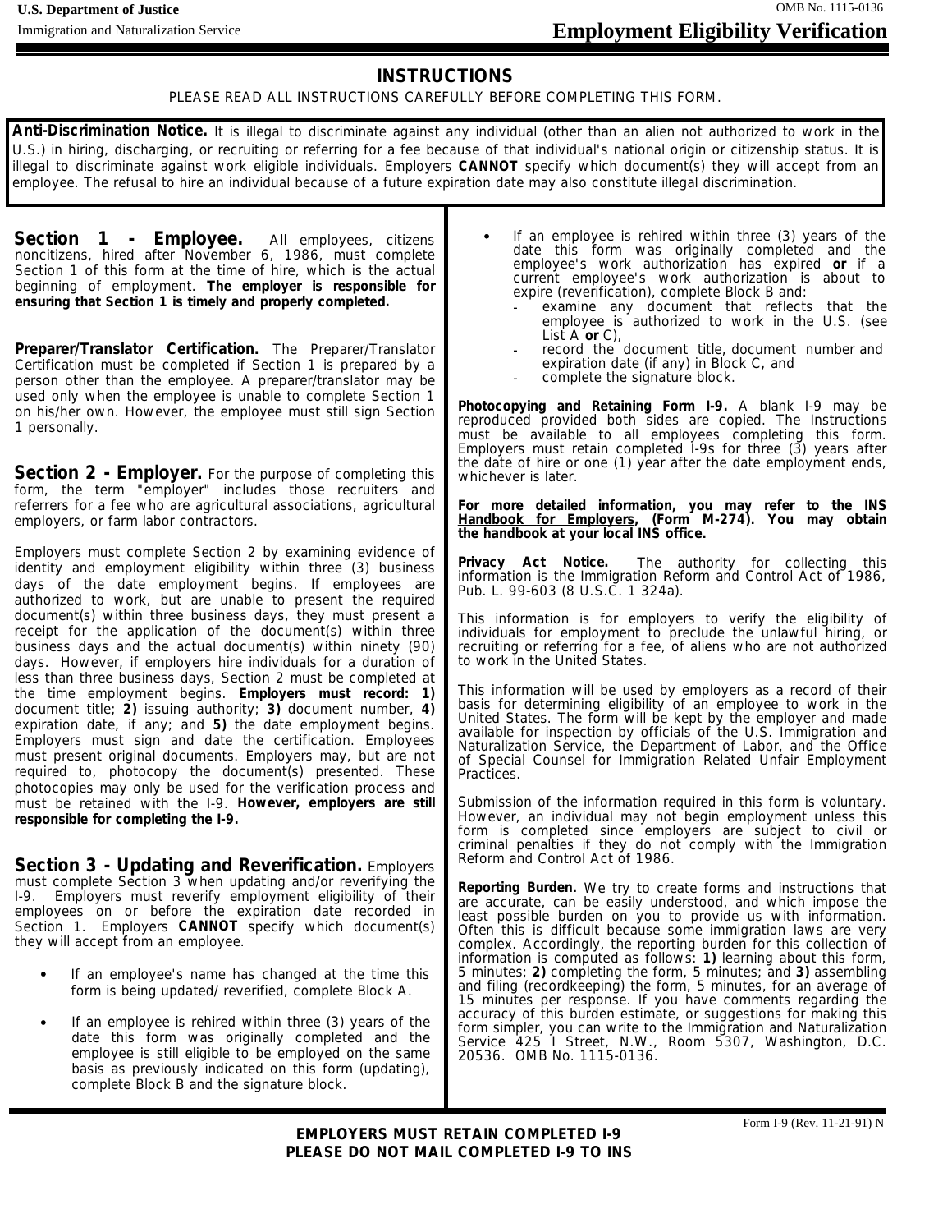**U.S. Department of Justice**
Immigration and Naturalization Service

OMB No. 1115-0136

# Employment Eligibility Verification

## INSTRUCTIONS

PLEASE READ ALL INSTRUCTIONS CAREFULLY BEFORE COMPLETING THIS FORM.

**Anti-Discrimination Notice.** It is illegal to discriminate against any individual (other than an alien not authorized to work in the U.S.) in hiring, discharging, or recruiting or referring for a fee because of that individual's national origin or citizenship status. It is illegal to discriminate against work eligible individuals. Employers **CANNOT** specify which document(s) they will accept from an employee. The refusal to hire an individual because of a future expiration date may also constitute illegal discrimination.

**Section 1 - Employee.** All employees, citizens noncitizens, hired after November 6, 1986, must complete Section 1 of this form at the time of hire, which is the actual beginning of employment. **The employer is responsible for ensuring that Section 1 is timely and properly completed.**

**Preparer/Translator Certification.** The Preparer/Translator Certification must be completed if Section 1 is prepared by a person other than the employee. A preparer/translator may be used only when the employee is unable to complete Section 1 on his/her own. However, the employee must still sign Section 1 personally.

**Section 2 - Employer.** For the purpose of completing this form, the term "employer" includes those recruiters and referrers for a fee who are agricultural associations, agricultural employers, or farm labor contractors.

Employers must complete Section 2 by examining evidence of identity and employment eligibility within three (3) business days of the date employment begins. If employees are authorized to work, but are unable to present the required document(s) within three business days, they must present a receipt for the application of the document(s) within three business days and the actual document(s) within ninety (90) days. However, if employers hire individuals for a duration of less than three business days, Section 2 must be completed at the time employment begins. **Employers must record: 1)** document title; **2)** issuing authority; **3)** document number, **4)** expiration date, if any; and **5)** the date employment begins. Employers must sign and date the certification. Employees must present original documents. Employers may, but are not required to, photocopy the document(s) presented. These photocopies may only be used for the verification process and must be retained with the I-9. **However, employers are still responsible for completing the I-9.**

**Section 3 - Updating and Reverification.** Employers must complete Section 3 when updating and/or reverifying the I-9. Employers must reverify employment eligibility of their employees on or before the expiration date recorded in Section 1. Employers **CANNOT** specify which document(s) they will accept from an employee.

- If an employee's name has changed at the time this form is being updated/ reverified, complete Block A.
- If an employee is rehired within three (3) years of the date this form was originally completed and the employee is still eligible to be employed on the same basis as previously indicated on this form (updating), complete Block B and the signature block.
- If an employee is rehired within three (3) years of the date this form was originally completed and the employee's work authorization has expired **or** if a current employee's work authorization is about to expire (reverification), complete Block B and:
  - examine any document that reflects that the employee is authorized to work in the U.S. (see List A **or** C),
  - record the document title, document number and expiration date (if any) in Block C, and
  - complete the signature block.

**Photocopying and Retaining Form I-9.** A blank I-9 may be reproduced provided both sides are copied. The Instructions must be available to all employees completing this form. Employers must retain completed I-9s for three (3) years after the date of hire or one (1) year after the date employment ends, whichever is later.

**For more detailed information, you may refer to the INS Handbook for Employers, (Form M-274). You may obtain the handbook at your local INS office.**

**Privacy Act Notice.** The authority for collecting this information is the Immigration Reform and Control Act of 1986, Pub. L. 99-603 (8 U.S.C. 1 324a).

This information is for employers to verify the eligibility of individuals for employment to preclude the unlawful hiring, or recruiting or referring for a fee, of aliens who are not authorized to work in the United States.

This information will be used by employers as a record of their basis for determining eligibility of an employee to work in the United States. The form will be kept by the employer and made available for inspection by officials of the U.S. Immigration and Naturalization Service, the Department of Labor, and the Office of Special Counsel for Immigration Related Unfair Employment Practices.

Submission of the information required in this form is voluntary. However, an individual may not begin employment unless this form is completed since employers are subject to civil or criminal penalties if they do not comply with the Immigration Reform and Control Act of 1986.

**Reporting Burden.** We try to create forms and instructions that are accurate, can be easily understood, and which impose the least possible burden on you to provide us with information. Often this is difficult because some immigration laws are very complex. Accordingly, the reporting burden for this collection of information is computed as follows: **1)** learning about this form, 5 minutes; **2)** completing the form, 5 minutes; and **3)** assembling and filing (recordkeeping) the form, 5 minutes, for an average of 15 minutes per response. If you have comments regarding the accuracy of this burden estimate, or suggestions for making this form simpler, you can write to the Immigration and Naturalization Service 425 I Street, N.W., Room 5307, Washington, D.C. 20536. OMB No. 1115-0136.

**EMPLOYERS MUST RETAIN COMPLETED I-9**
**PLEASE DO NOT MAIL COMPLETED I-9 TO INS**

Form I-9 (Rev. 11-21-91) N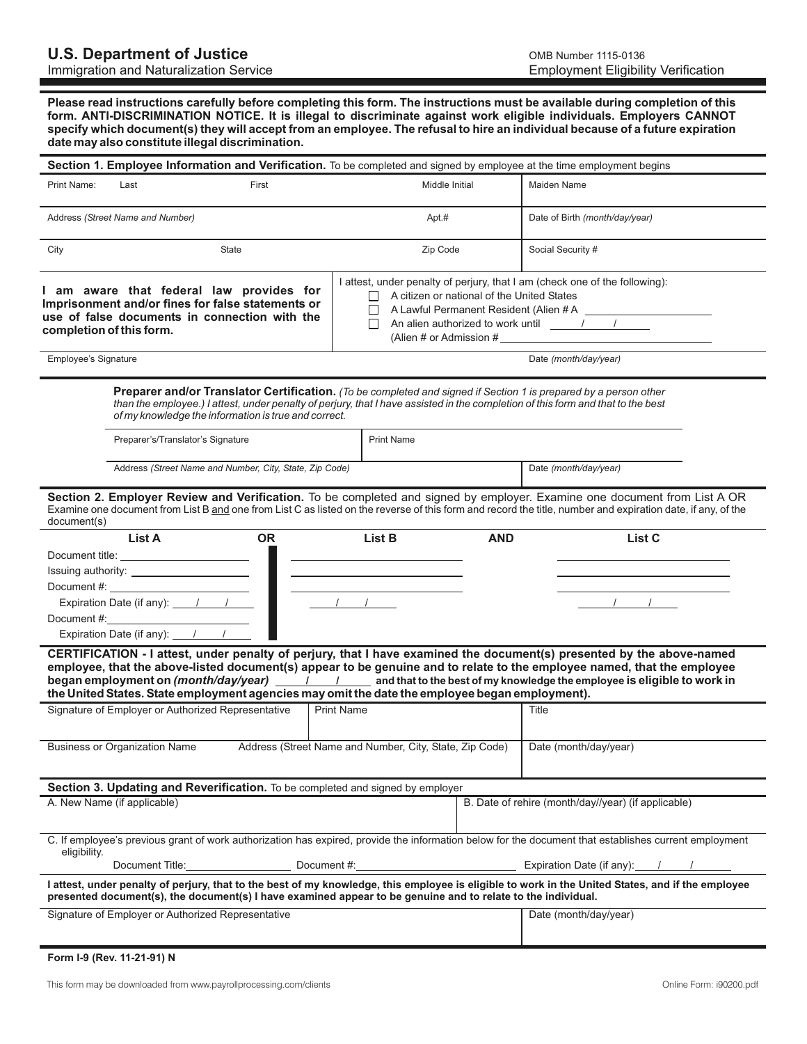**U.S. Department of Justice**
Immigration and Naturalization Service

OMB Number 1115-0136
Employment Eligibility Verification

**Please read instructions carefully before completing this form. The instructions must be available during completion of this form. ANTI-DISCRIMINATION NOTICE. It is illegal to discriminate against work eligible individuals. Employers CANNOT specify which document(s) they will accept from an employee. The refusal to hire an individual because of a future expiration date may also constitute illegal discrimination.**

## Section 1. Employee Information and Verification.

To be completed and signed by employee at the time employment begins

| Print Name: Last | First | Middle Initial | Maiden Name |
|---|---|---|---|
| Address *(Street Name and Number)* | | Apt.# | Date of Birth *(month/day/year)* |
| City | State | Zip Code | Social Security # |

**I am aware that federal law provides for Imprisonment and/or fines for false statements or use of false documents in connection with the completion of this form.**

I attest, under penalty of perjury, that I am (check one of the following):

- ☐ A citizen or national of the United States
- ☐ A Lawful Permanent Resident (Alien # A ____________)
- ☐ An alien authorized to work until ___/___/___ (Alien # or Admission # ____________)

Employee's Signature | Date *(month/day/year)*

**Preparer and/or Translator Certification.** *(To be completed and signed if Section 1 is prepared by a person other than the employee.) I attest, under penalty of perjury, that I have assisted in the completion of this form and that to the best of my knowledge the information is true and correct.*

| Preparer's/Translator's Signature | Print Name |
|---|---|
| Address *(Street Name and Number, City, State, Zip Code)* | Date *(month/day/year)* |

## Section 2. Employer Review and Verification.

To be completed and signed by employer. Examine one document from List A OR Examine one document from List B and one from List C as listed on the reverse of this form and record the title, number and expiration date, if any, of the document(s)

| List A | OR | List B | AND | List C |
|---|---|---|---|---|
| Document title: ____________ | | ____________ | | ____________ |
| Issuing authority: ____________ | | ____________ | | ____________ |
| Document #: ____________ | | ____________ | | ____________ |
| Expiration Date (if any): ___/___/___ | | ___/___/___ | | ___/___/___ |
| Document #: ____________ | | | | |
| Expiration Date (if any): ___/___/___ | | | | |

**CERTIFICATION - I attest, under penalty of perjury, that I have examined the document(s) presented by the above-named employee, that the above-listed document(s) appear to be genuine and to relate to the employee named, that the employee began employment on *(month/day/year)* ___/___/___ and that to the best of my knowledge the employee is eligible to work in the United States. State employment agencies may omit the date the employee began employment).**

| Signature of Employer or Authorized Representative | Print Name | Title |
|---|---|---|
| Business or Organization Name | Address (Street Name and Number, City, State, Zip Code) | Date (month/day/year) |

## Section 3. Updating and Reverification.

To be completed and signed by employer

| A. New Name (if applicable) | B. Date of rehire (month/day//year) (if applicable) |
|---|---|

C. If employee's previous grant of work authorization has expired, provide the information below for the document that establishes current employment eligibility.

Document Title: ____________ Document #: ____________ Expiration Date (if any): ___/___/___

**I attest, under penalty of perjury, that to the best of my knowledge, this employee is eligible to work in the United States, and if the employee presented document(s), the document(s) I have examined appear to be genuine and to relate to the individual.**

| Signature of Employer or Authorized Representative | Date (month/day/year) |
|---|---|

**Form I-9 (Rev. 11-21-91) N**

This form may be downloaded from www.payrollprocessing.com/clients

Online Form: i90200.pdf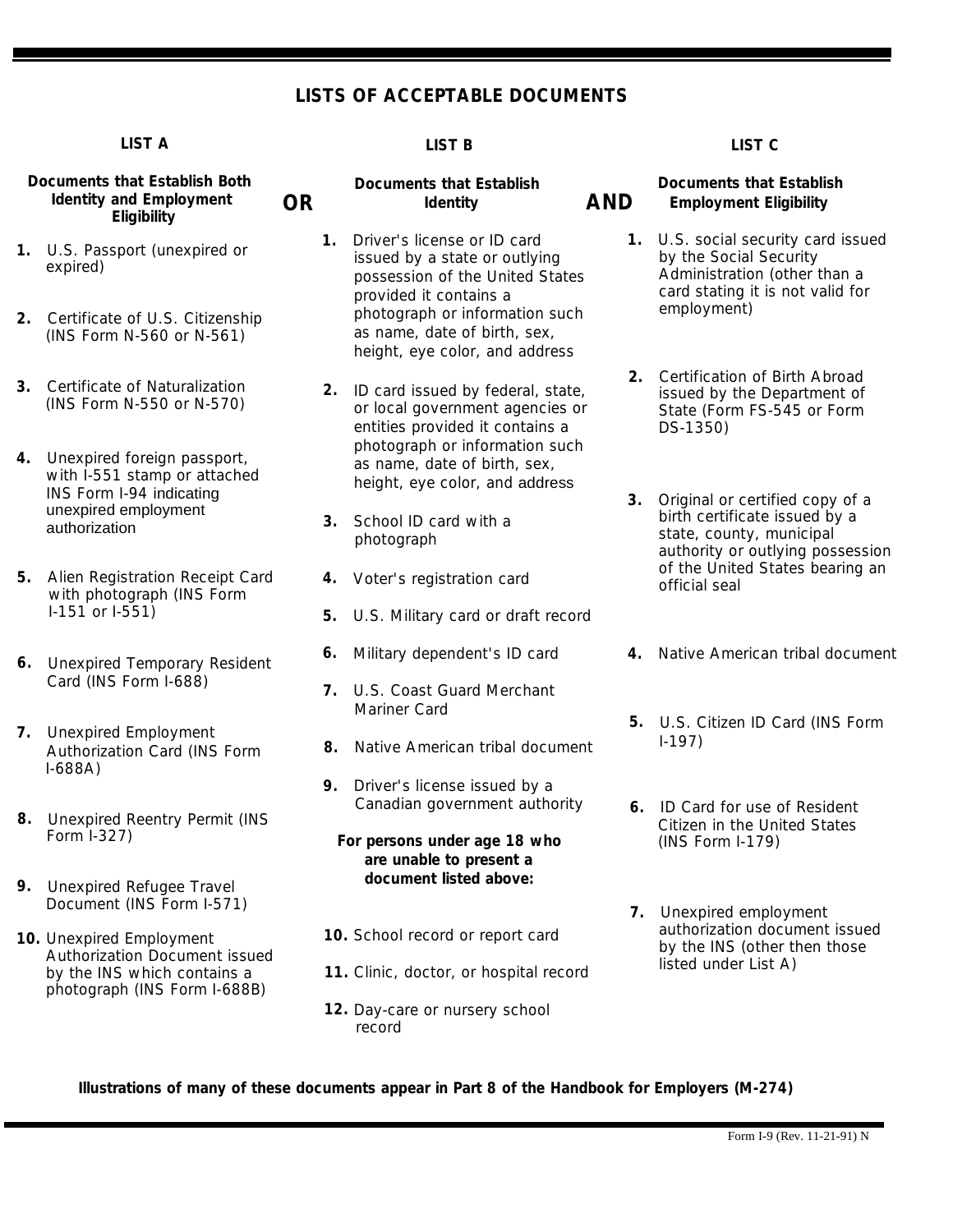# LISTS OF ACCEPTABLE DOCUMENTS

## LIST A

**Documents that Establish Both Identity and Employment Eligibility**

1. U.S. Passport (unexpired or expired)
2. Certificate of U.S. Citizenship (INS Form N-560 or N-561)
3. Certificate of Naturalization (INS Form N-550 or N-570)
4. Unexpired foreign passport, with I-551 stamp or attached INS Form I-94 indicating unexpired employment authorization
5. Alien Registration Receipt Card with photograph (INS Form I-151 or I-551)
6. Unexpired Temporary Resident Card (INS Form I-688)
7. Unexpired Employment Authorization Card (INS Form I-688A)
8. Unexpired Reentry Permit (INS Form I-327)
9. Unexpired Refugee Travel Document (INS Form I-571)
10. Unexpired Employment Authorization Document issued by the INS which contains a photograph (INS Form I-688B)

**OR**

## LIST B

**Documents that Establish Identity**

1. Driver's license or ID card issued by a state or outlying possession of the United States provided it contains a photograph or information such as name, date of birth, sex, height, eye color, and address
2. ID card issued by federal, state, or local government agencies or entities provided it contains a photograph or information such as name, date of birth, sex, height, eye color, and address
3. School ID card with a photograph
4. Voter's registration card
5. U.S. Military card or draft record
6. Military dependent's ID card
7. U.S. Coast Guard Merchant Mariner Card
8. Native American tribal document
9. Driver's license issued by a Canadian government authority

**For persons under age 18 who are unable to present a document listed above:**

10. School record or report card
11. Clinic, doctor, or hospital record
12. Day-care or nursery school record

**AND**

## LIST C

**Documents that Establish Employment Eligibility**

1. U.S. social security card issued by the Social Security Administration (other than a card stating it is not valid for employment)
2. Certification of Birth Abroad issued by the Department of State (Form FS-545 or Form DS-1350)
3. Original or certified copy of a birth certificate issued by a state, county, municipal authority or outlying possession of the United States bearing an official seal
4. Native American tribal document
5. U.S. Citizen ID Card (INS Form I-197)
6. ID Card for use of Resident Citizen in the United States (INS Form I-179)
7. Unexpired employment authorization document issued by the INS (other then those listed under List A)

**Illustrations of many of these documents appear in Part 8 of the Handbook for Employers (M-274)**

Form I-9 (Rev. 11-21-91) N